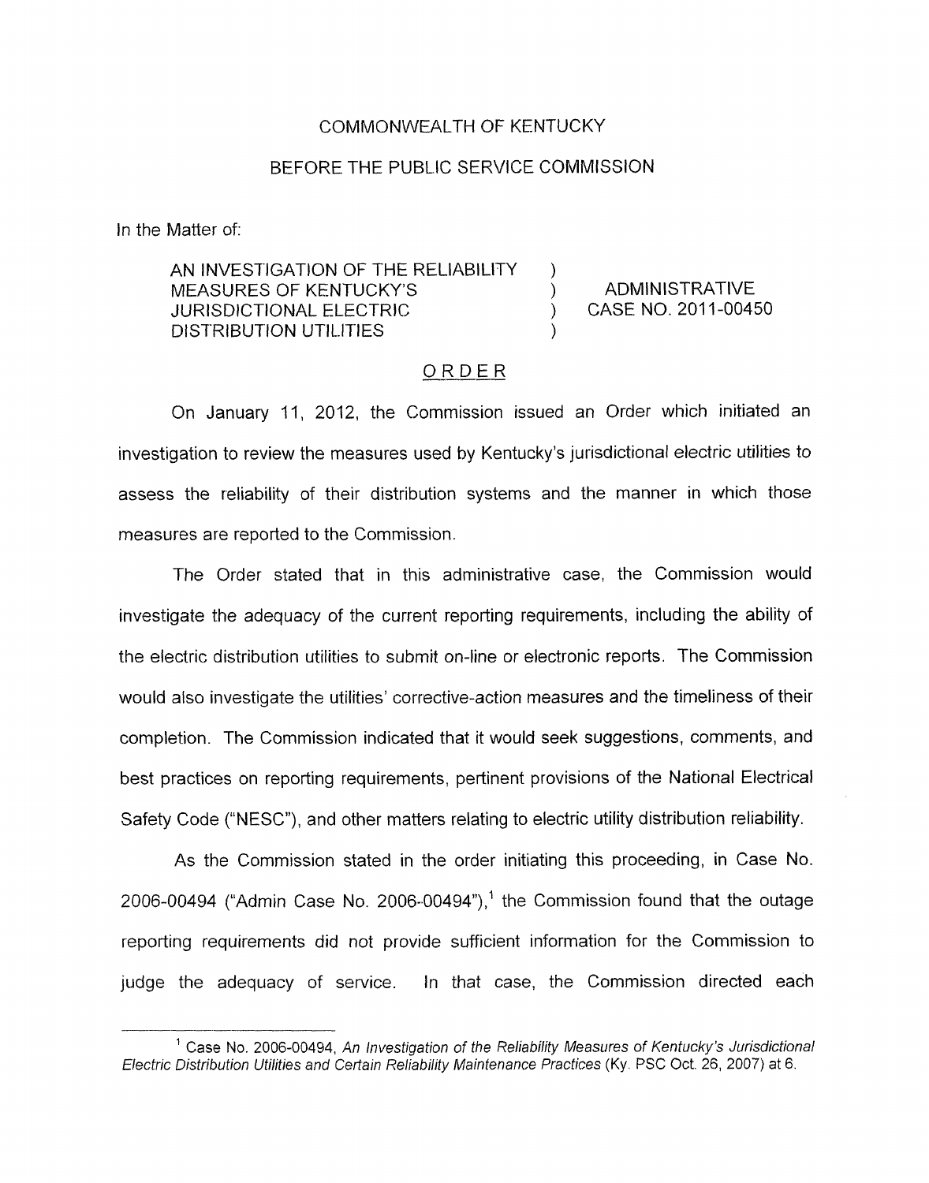COMMONWEALTH OF KENTUCKY

BEFORE THE PUBLIC SERVICE COMMISSION

In the Matter of:

| | | |
|---|---|---|
| AN INVESTIGATION OF THE RELIABILITY MEASURES OF KENTUCKY'S JURISDICTIONAL ELECTRIC DISTRIBUTION UTILITIES | ) ) ) ) | ADMINISTRATIVE CASE NO. 2011-00450 |

## ORDER

On January 11, 2012, the Commission issued an Order which initiated an investigation to review the measures used by Kentucky's jurisdictional electric utilities to assess the reliability of their distribution systems and the manner in which those measures are reported to the Commission.

The Order stated that in this administrative case, the Commission would investigate the adequacy of the current reporting requirements, including the ability of the electric distribution utilities to submit on-line or electronic reports. The Commission would also investigate the utilities' corrective-action measures and the timeliness of their completion. The Commission indicated that it would seek suggestions, comments, and best practices on reporting requirements, pertinent provisions of the National Electrical Safety Code ("NESC"), and other matters relating to electric utility distribution reliability.

As the Commission stated in the order initiating this proceeding, in Case No. 2006-00494 ("Admin Case No. 2006-00494"),[1] the Commission found that the outage reporting requirements did not provide sufficient information for the Commission to judge the adequacy of service. In that case, the Commission directed each

[1] Case No. 2006-00494, *An Investigation of the Reliability Measures of Kentucky's Jurisdictional Electric Distribution Utilities and Certain Reliability Maintenance Practices* (Ky. PSC Oct. 26, 2007) at 6.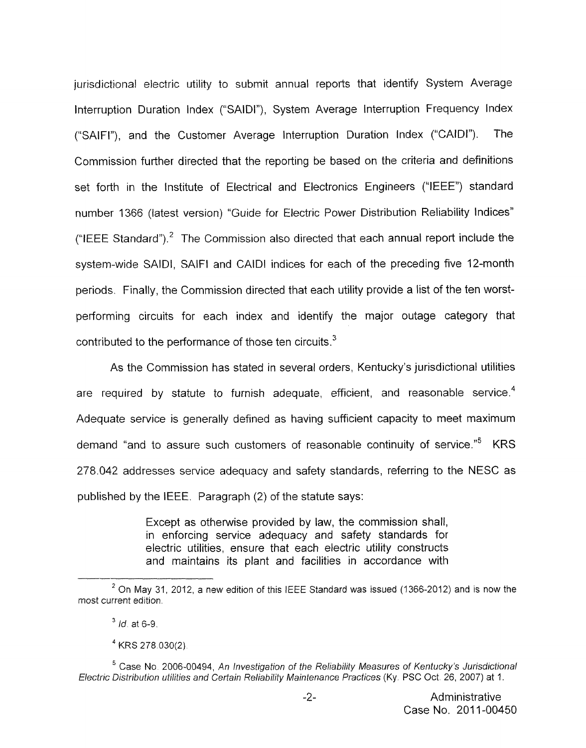jurisdictional electric utility to submit annual reports that identify System Average Interruption Duration Index ("SAIDI"), System Average Interruption Frequency Index ("SAIFI"), and the Customer Average Interruption Duration Index ("CAIDI"). The Commission further directed that the reporting be based on the criteria and definitions set forth in the Institute of Electrical and Electronics Engineers ("IEEE") standard number 1366 (latest version) "Guide for Electric Power Distribution Reliability Indices" ("IEEE Standard").[2] The Commission also directed that each annual report include the system-wide SAIDI, SAIFI and CAIDI indices for each of the preceding five 12-month periods. Finally, the Commission directed that each utility provide a list of the ten worst-performing circuits for each index and identify the major outage category that contributed to the performance of those ten circuits.[3]

As the Commission has stated in several orders, Kentucky's jurisdictional utilities are required by statute to furnish adequate, efficient, and reasonable service.[4] Adequate service is generally defined as having sufficient capacity to meet maximum demand "and to assure such customers of reasonable continuity of service."[5] KRS 278.042 addresses service adequacy and safety standards, referring to the NESC as published by the IEEE. Paragraph (2) of the statute says:

> Except as otherwise provided by law, the commission shall, in enforcing service adequacy and safety standards for electric utilities, ensure that each electric utility constructs and maintains its plant and facilities in accordance with

---

[2] On May 31, 2012, a new edition of this IEEE Standard was issued (1366-2012) and is now the most current edition.

[3] *Id.* at 6-9.

[4] KRS 278.030(2).

[5] Case No. 2006-00494, *An Investigation of the Reliability Measures of Kentucky's Jurisdictional Electric Distribution utilities and Certain Reliability Maintenance Practices* (Ky. PSC Oct. 26, 2007) at 1.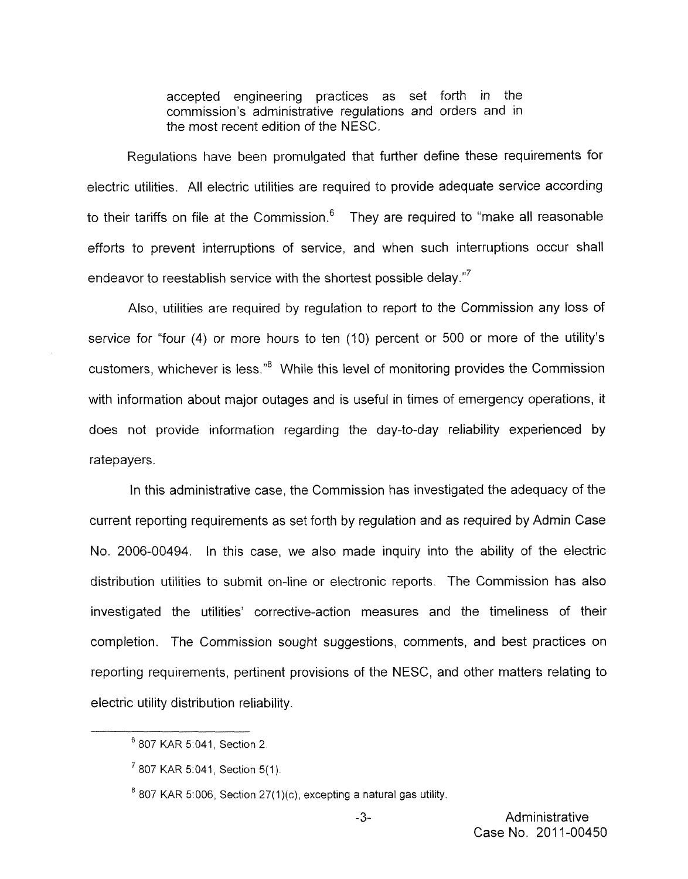> accepted engineering practices as set forth in the commission's administrative regulations and orders and in the most recent edition of the NESC.

Regulations have been promulgated that further define these requirements for electric utilities. All electric utilities are required to provide adequate service according to their tariffs on file at the Commission.[6] They are required to "make all reasonable efforts to prevent interruptions of service, and when such interruptions occur shall endeavor to reestablish service with the shortest possible delay."[7]

Also, utilities are required by regulation to report to the Commission any loss of service for "four (4) or more hours to ten (10) percent or 500 or more of the utility's customers, whichever is less."[8] While this level of monitoring provides the Commission with information about major outages and is useful in times of emergency operations, it does not provide information regarding the day-to-day reliability experienced by ratepayers.

In this administrative case, the Commission has investigated the adequacy of the current reporting requirements as set forth by regulation and as required by Admin Case No. 2006-00494. In this case, we also made inquiry into the ability of the electric distribution utilities to submit on-line or electronic reports. The Commission has also investigated the utilities' corrective-action measures and the timeliness of their completion. The Commission sought suggestions, comments, and best practices on reporting requirements, pertinent provisions of the NESC, and other matters relating to electric utility distribution reliability.

---

[6] 807 KAR 5:041, Section 2.

[7] 807 KAR 5:041, Section 5(1).

[8] 807 KAR 5:006, Section 27(1)(c), excepting a natural gas utility.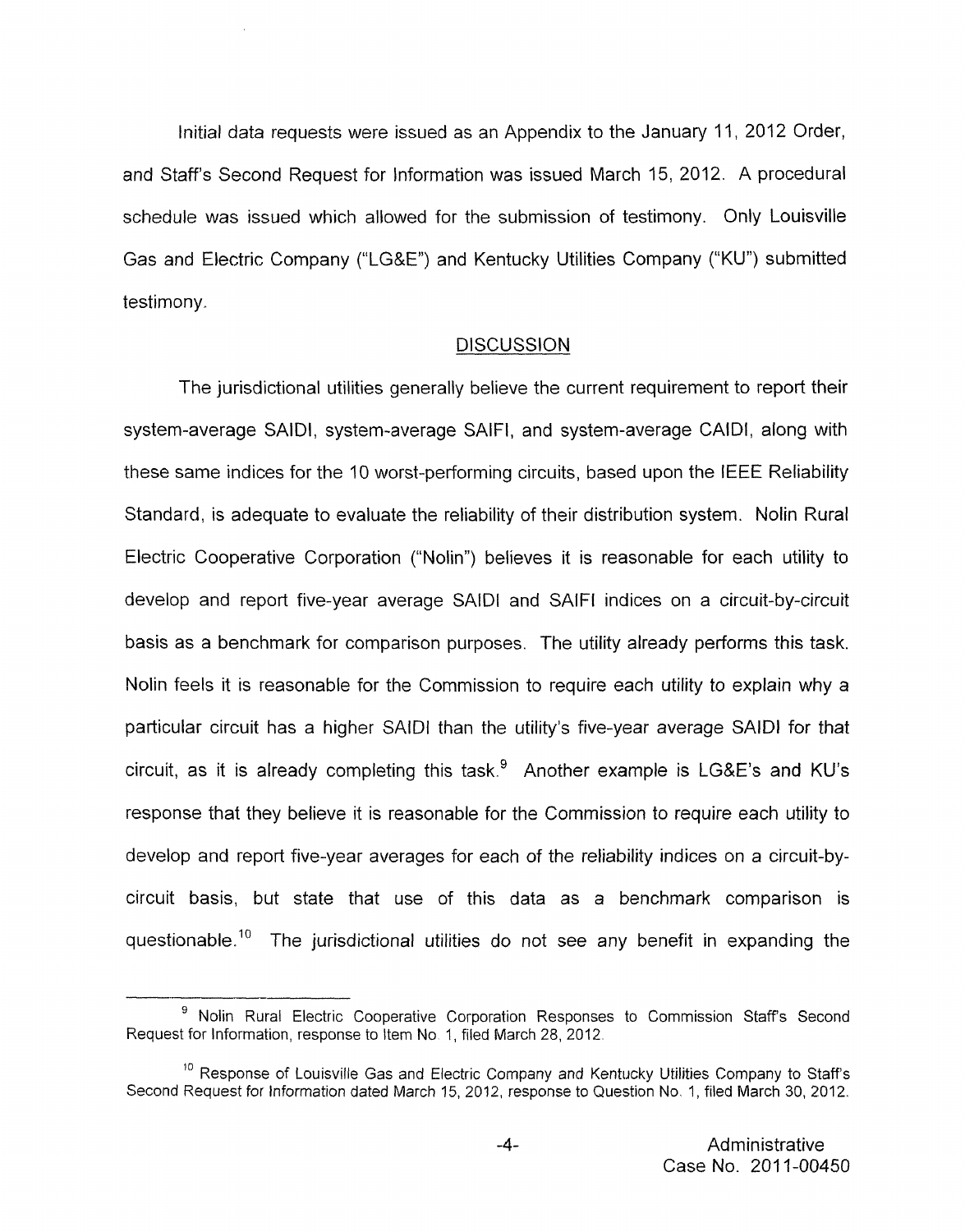Initial data requests were issued as an Appendix to the January 11, 2012 Order, and Staff's Second Request for Information was issued March 15, 2012. A procedural schedule was issued which allowed for the submission of testimony. Only Louisville Gas and Electric Company ("LG&E") and Kentucky Utilities Company ("KU") submitted testimony.

## DISCUSSION

The jurisdictional utilities generally believe the current requirement to report their system-average SAIDI, system-average SAIFI, and system-average CAIDI, along with these same indices for the 10 worst-performing circuits, based upon the IEEE Reliability Standard, is adequate to evaluate the reliability of their distribution system. Nolin Rural Electric Cooperative Corporation ("Nolin") believes it is reasonable for each utility to develop and report five-year average SAIDI and SAIFI indices on a circuit-by-circuit basis as a benchmark for comparison purposes. The utility already performs this task. Nolin feels it is reasonable for the Commission to require each utility to explain why a particular circuit has a higher SAIDI than the utility's five-year average SAIDI for that circuit, as it is already completing this task.[9] Another example is LG&E's and KU's response that they believe it is reasonable for the Commission to require each utility to develop and report five-year averages for each of the reliability indices on a circuit-by-circuit basis, but state that use of this data as a benchmark comparison is questionable.[10] The jurisdictional utilities do not see any benefit in expanding the

---

[9] Nolin Rural Electric Cooperative Corporation Responses to Commission Staff's Second Request for Information, response to Item No. 1, filed March 28, 2012.

[10] Response of Louisville Gas and Electric Company and Kentucky Utilities Company to Staff's Second Request for Information dated March 15, 2012, response to Question No. 1, filed March 30, 2012.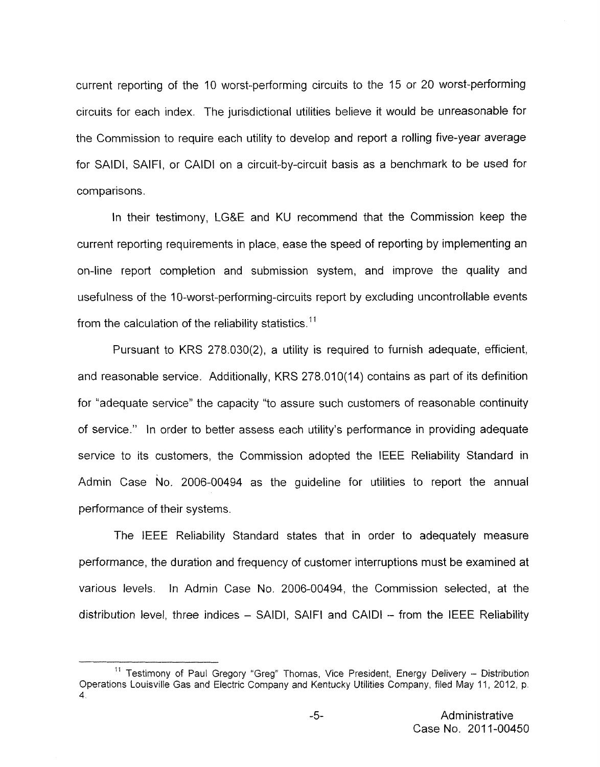current reporting of the 10 worst-performing circuits to the 15 or 20 worst-performing circuits for each index. The jurisdictional utilities believe it would be unreasonable for the Commission to require each utility to develop and report a rolling five-year average for SAIDI, SAIFI, or CAIDI on a circuit-by-circuit basis as a benchmark to be used for comparisons.

In their testimony, LG&E and KU recommend that the Commission keep the current reporting requirements in place, ease the speed of reporting by implementing an on-line report completion and submission system, and improve the quality and usefulness of the 10-worst-performing-circuits report by excluding uncontrollable events from the calculation of the reliability statistics.[11]

Pursuant to KRS 278.030(2), a utility is required to furnish adequate, efficient, and reasonable service. Additionally, KRS 278.010(14) contains as part of its definition for "adequate service" the capacity "to assure such customers of reasonable continuity of service." In order to better assess each utility's performance in providing adequate service to its customers, the Commission adopted the IEEE Reliability Standard in Admin Case No. 2006-00494 as the guideline for utilities to report the annual performance of their systems.

The IEEE Reliability Standard states that in order to adequately measure performance, the duration and frequency of customer interruptions must be examined at various levels. In Admin Case No. 2006-00494, the Commission selected, at the distribution level, three indices – SAIDI, SAIFI and CAIDI – from the IEEE Reliability

---

[11] Testimony of Paul Gregory "Greg" Thomas, Vice President, Energy Delivery – Distribution Operations Louisville Gas and Electric Company and Kentucky Utilities Company, filed May 11, 2012, p. 4.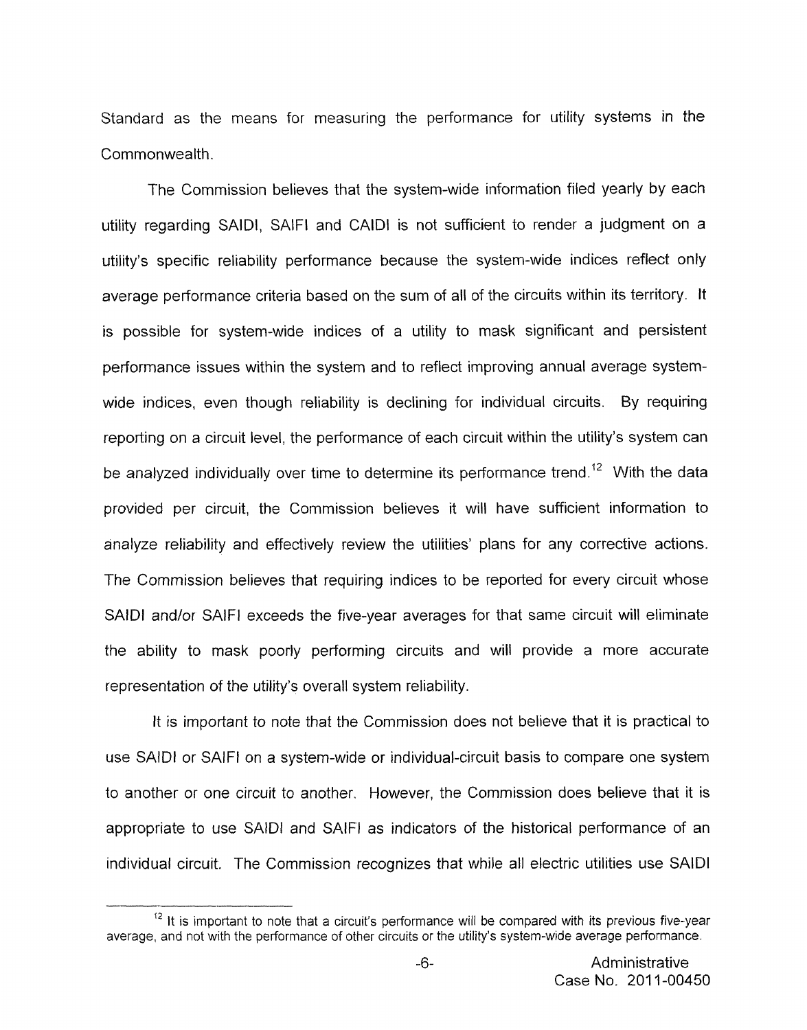Standard as the means for measuring the performance for utility systems in the Commonwealth.

The Commission believes that the system-wide information filed yearly by each utility regarding SAIDI, SAIFI and CAIDI is not sufficient to render a judgment on a utility's specific reliability performance because the system-wide indices reflect only average performance criteria based on the sum of all of the circuits within its territory. It is possible for system-wide indices of a utility to mask significant and persistent performance issues within the system and to reflect improving annual average system-wide indices, even though reliability is declining for individual circuits. By requiring reporting on a circuit level, the performance of each circuit within the utility's system can be analyzed individually over time to determine its performance trend.[12] With the data provided per circuit, the Commission believes it will have sufficient information to analyze reliability and effectively review the utilities' plans for any corrective actions. The Commission believes that requiring indices to be reported for every circuit whose SAIDI and/or SAIFI exceeds the five-year averages for that same circuit will eliminate the ability to mask poorly performing circuits and will provide a more accurate representation of the utility's overall system reliability.

It is important to note that the Commission does not believe that it is practical to use SAIDI or SAIFI on a system-wide or individual-circuit basis to compare one system to another or one circuit to another. However, the Commission does believe that it is appropriate to use SAIDI and SAIFI as indicators of the historical performance of an individual circuit. The Commission recognizes that while all electric utilities use SAIDI

[12] It is important to note that a circuit's performance will be compared with its previous five-year average, and not with the performance of other circuits or the utility's system-wide average performance.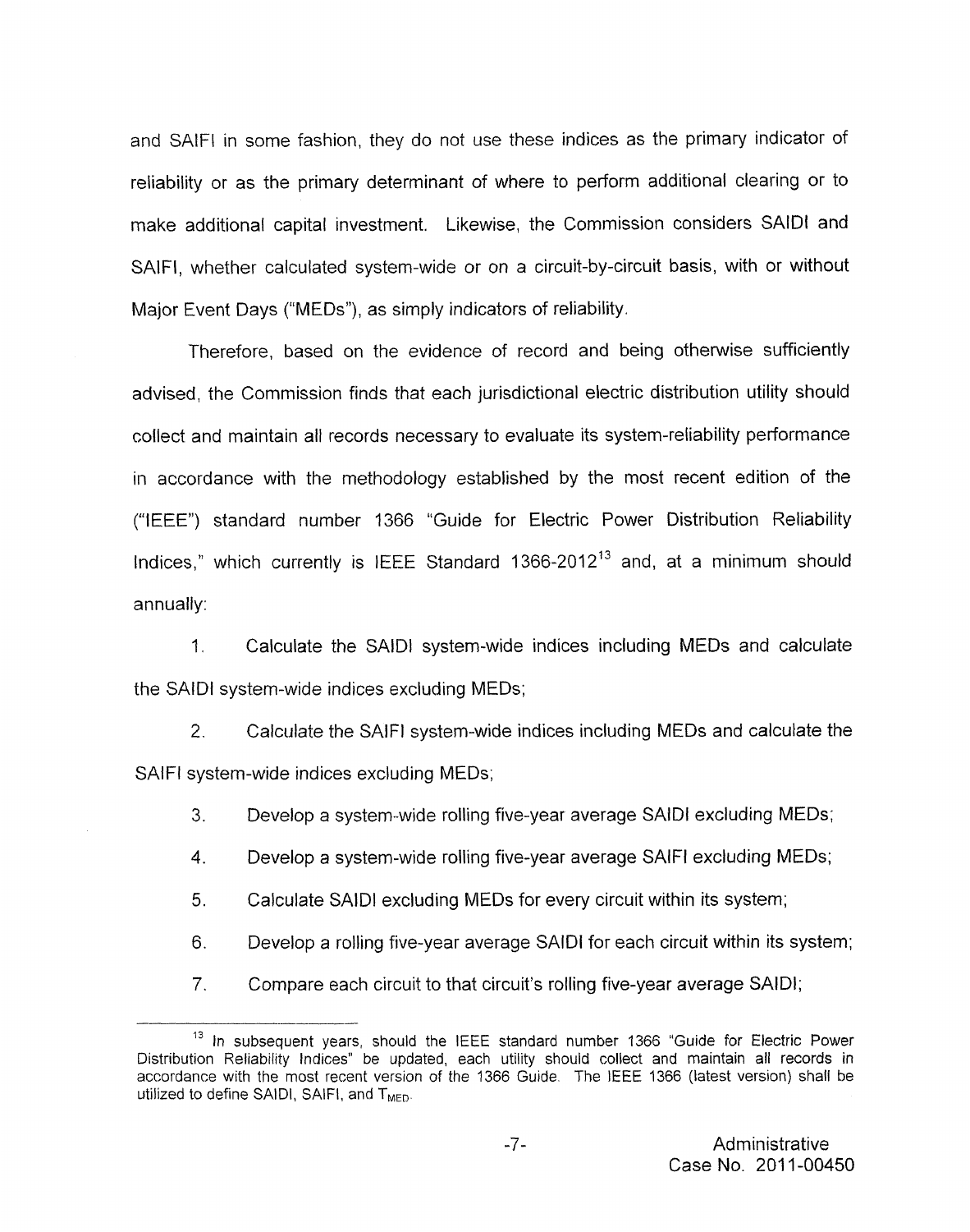and SAIFI in some fashion, they do not use these indices as the primary indicator of reliability or as the primary determinant of where to perform additional clearing or to make additional capital investment. Likewise, the Commission considers SAIDI and SAIFI, whether calculated system-wide or on a circuit-by-circuit basis, with or without Major Event Days ("MEDs"), as simply indicators of reliability.

Therefore, based on the evidence of record and being otherwise sufficiently advised, the Commission finds that each jurisdictional electric distribution utility should collect and maintain all records necessary to evaluate its system-reliability performance in accordance with the methodology established by the most recent edition of the ("IEEE") standard number 1366 "Guide for Electric Power Distribution Reliability Indices," which currently is IEEE Standard 1366-2012[13] and, at a minimum should annually:

1. Calculate the SAIDI system-wide indices including MEDs and calculate the SAIDI system-wide indices excluding MEDs;

2. Calculate the SAIFI system-wide indices including MEDs and calculate the SAIFI system-wide indices excluding MEDs;

3. Develop a system-wide rolling five-year average SAIDI excluding MEDs;

4. Develop a system-wide rolling five-year average SAIFI excluding MEDs;

5. Calculate SAIDI excluding MEDs for every circuit within its system;

6. Develop a rolling five-year average SAIDI for each circuit within its system;

7. Compare each circuit to that circuit's rolling five-year average SAIDI;

---

[13] In subsequent years, should the IEEE standard number 1366 "Guide for Electric Power Distribution Reliability Indices" be updated, each utility should collect and maintain all records in accordance with the most recent version of the 1366 Guide. The IEEE 1366 (latest version) shall be utilized to define SAIDI, SAIFI, and $T_{MED}$.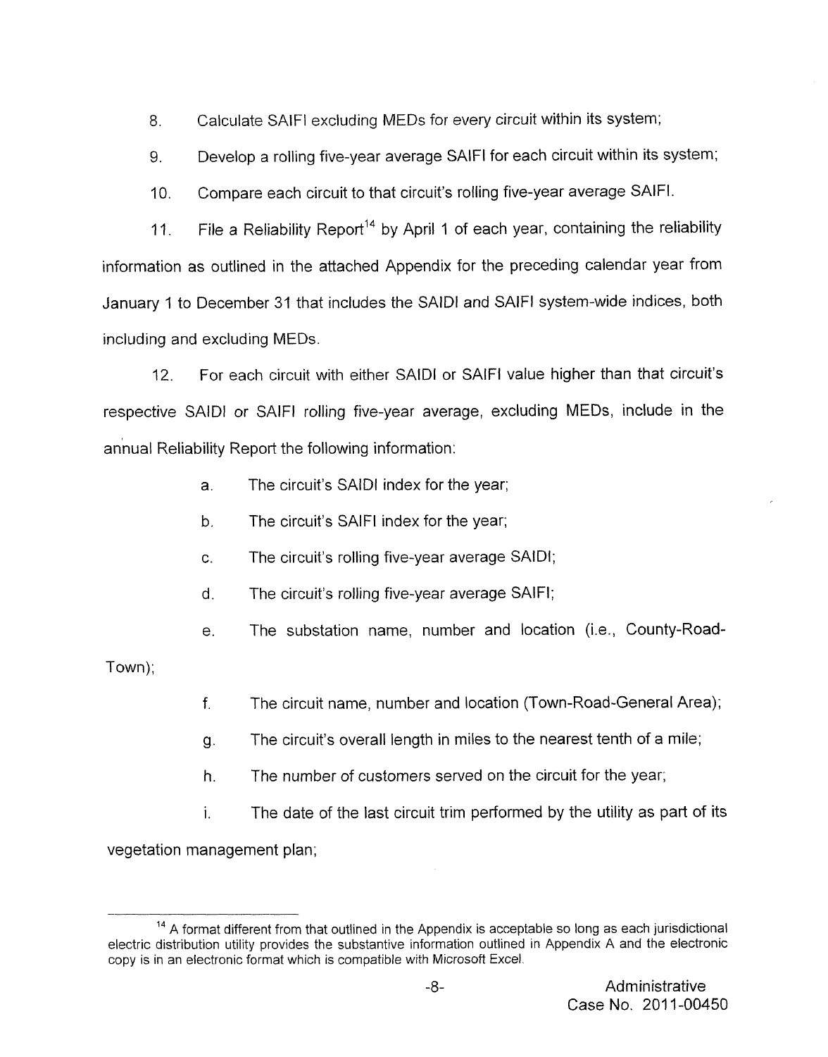8. Calculate SAIFI excluding MEDs for every circuit within its system;

9. Develop a rolling five-year average SAIFI for each circuit within its system;

10. Compare each circuit to that circuit's rolling five-year average SAIFI.

11. File a Reliability Report[14] by April 1 of each year, containing the reliability information as outlined in the attached Appendix for the preceding calendar year from January 1 to December 31 that includes the SAIDI and SAIFI system-wide indices, both including and excluding MEDs.

12. For each circuit with either SAIDI or SAIFI value higher than that circuit's respective SAIDI or SAIFI rolling five-year average, excluding MEDs, include in the annual Reliability Report the following information:

   a. The circuit's SAIDI index for the year;

   b. The circuit's SAIFI index for the year;

   c. The circuit's rolling five-year average SAIDI;

   d. The circuit's rolling five-year average SAIFI;

   e. The substation name, number and location (i.e., County-Road-Town);

   f. The circuit name, number and location (Town-Road-General Area);

   g. The circuit's overall length in miles to the nearest tenth of a mile;

   h. The number of customers served on the circuit for the year;

   i. The date of the last circuit trim performed by the utility as part of its vegetation management plan;

---

[14] A format different from that outlined in the Appendix is acceptable so long as each jurisdictional electric distribution utility provides the substantive information outlined in Appendix A and the electronic copy is in an electronic format which is compatible with Microsoft Excel.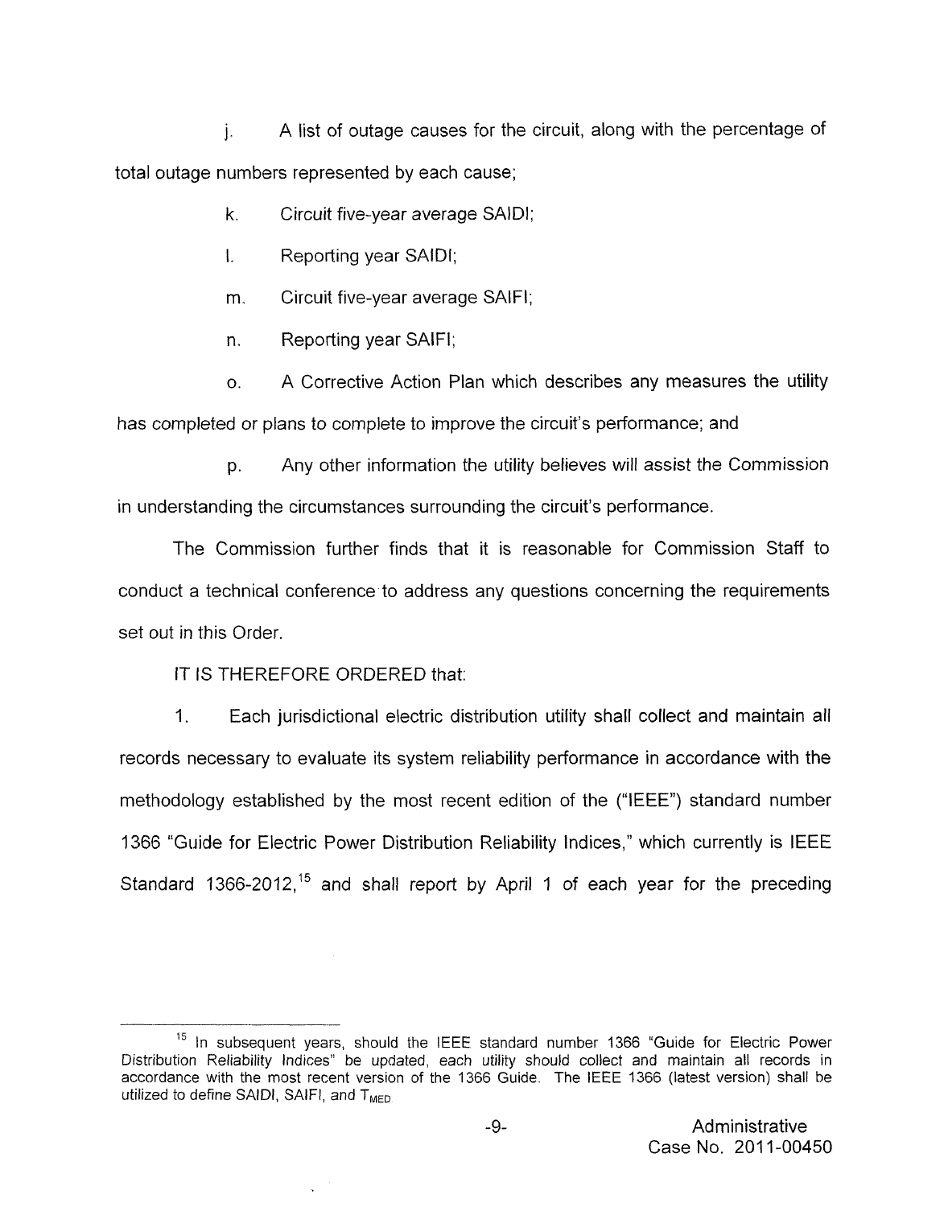j. A list of outage causes for the circuit, along with the percentage of total outage numbers represented by each cause;

k. Circuit five-year average SAIDI;

l. Reporting year SAIDI;

m. Circuit five-year average SAIFI;

n. Reporting year SAIFI;

o. A Corrective Action Plan which describes any measures the utility has completed or plans to complete to improve the circuit's performance; and

p. Any other information the utility believes will assist the Commission in understanding the circumstances surrounding the circuit's performance.

The Commission further finds that it is reasonable for Commission Staff to conduct a technical conference to address any questions concerning the requirements set out in this Order.

IT IS THEREFORE ORDERED that:

1. Each jurisdictional electric distribution utility shall collect and maintain all records necessary to evaluate its system reliability performance in accordance with the methodology established by the most recent edition of the ("IEEE") standard number 1366 "Guide for Electric Power Distribution Reliability Indices," which currently is IEEE Standard 1366-2012,[15] and shall report by April 1 of each year for the preceding

---

[15] In subsequent years, should the IEEE standard number 1366 "Guide for Electric Power Distribution Reliability Indices" be updated, each utility should collect and maintain all records in accordance with the most recent version of the 1366 Guide. The IEEE 1366 (latest version) shall be utilized to define SAIDI, SAIFI, and $T_{MED}$.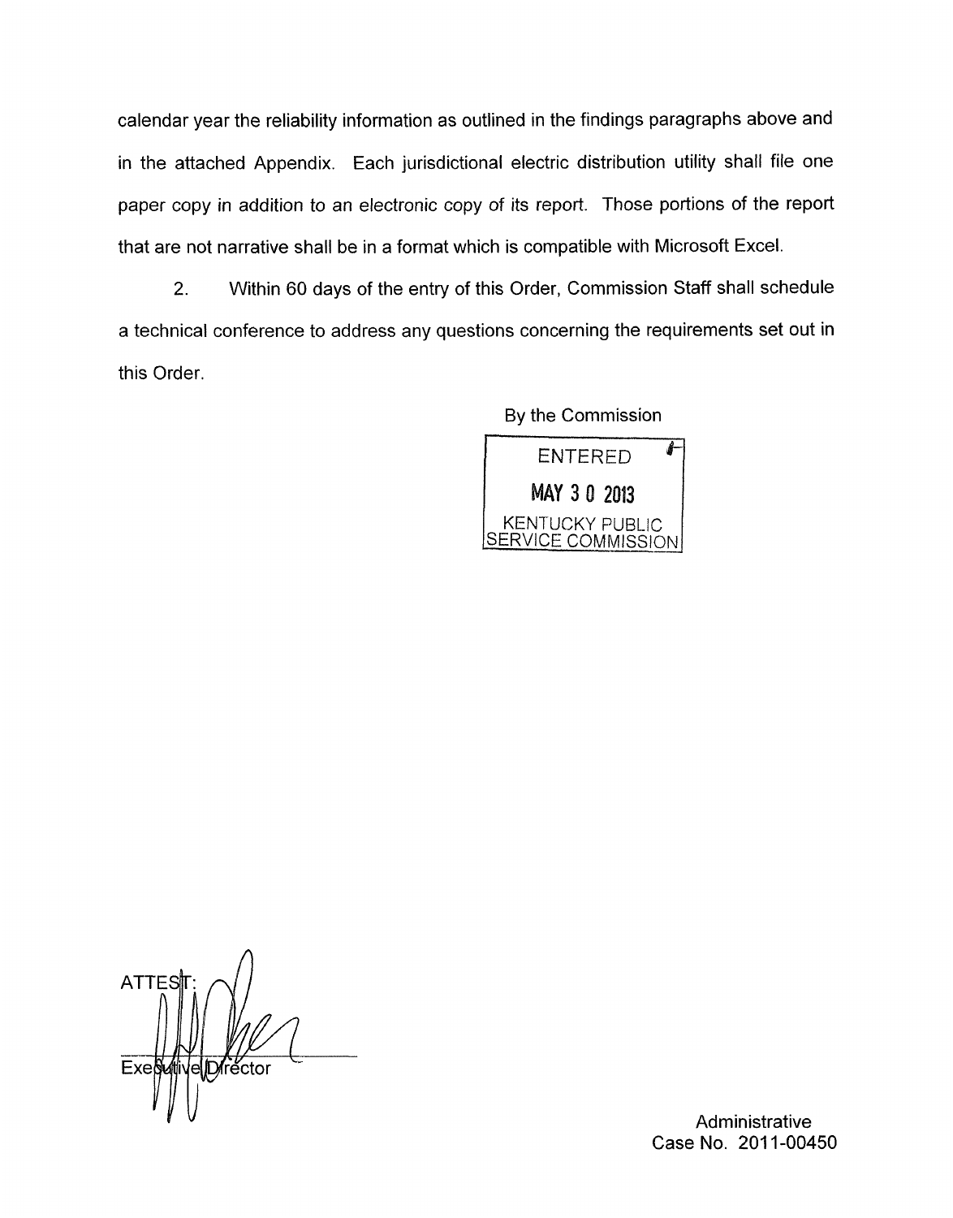calendar year the reliability information as outlined in the findings paragraphs above and in the attached Appendix. Each jurisdictional electric distribution utility shall file one paper copy in addition to an electronic copy of its report. Those portions of the report that are not narrative shall be in a format which is compatible with Microsoft Excel.

2. Within 60 days of the entry of this Order, Commission Staff shall schedule a technical conference to address any questions concerning the requirements set out in this Order.

By the Commission

ENTERED
MAY 3 0 2013
KENTUCKY PUBLIC SERVICE COMMISSION

ATTEST:

Executive Director

Administrative
Case No. 2011-00450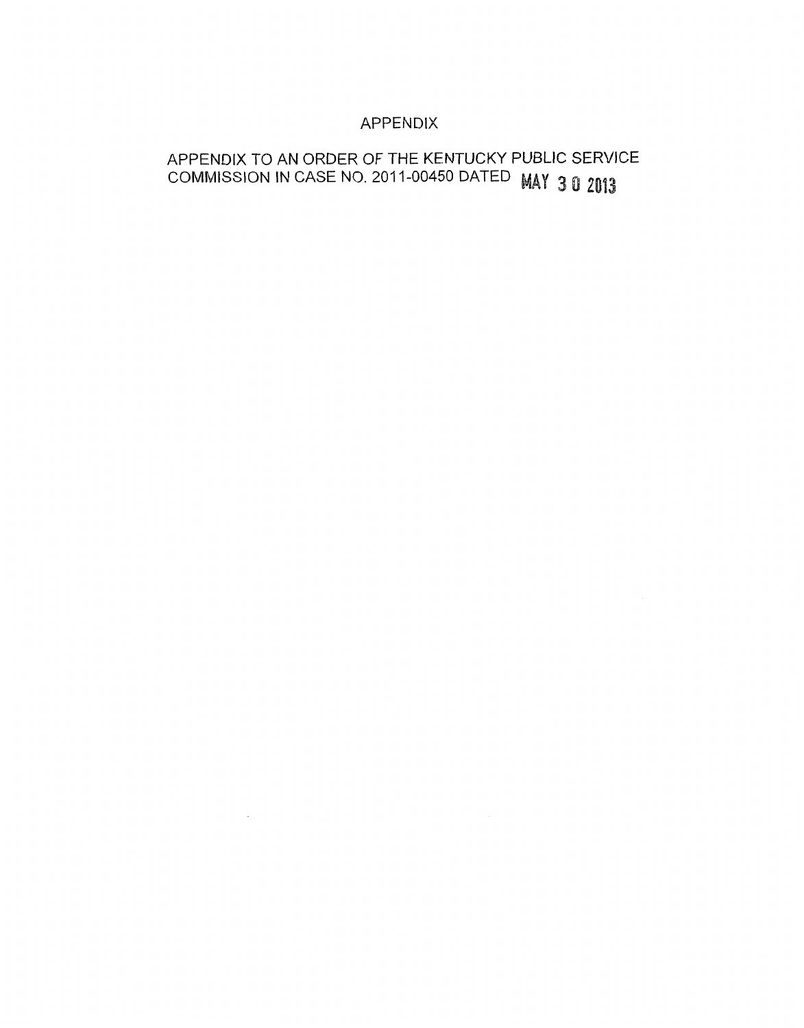# APPENDIX

APPENDIX TO AN ORDER OF THE KENTUCKY PUBLIC SERVICE COMMISSION IN CASE NO. 2011-00450 DATED MAY 30 2013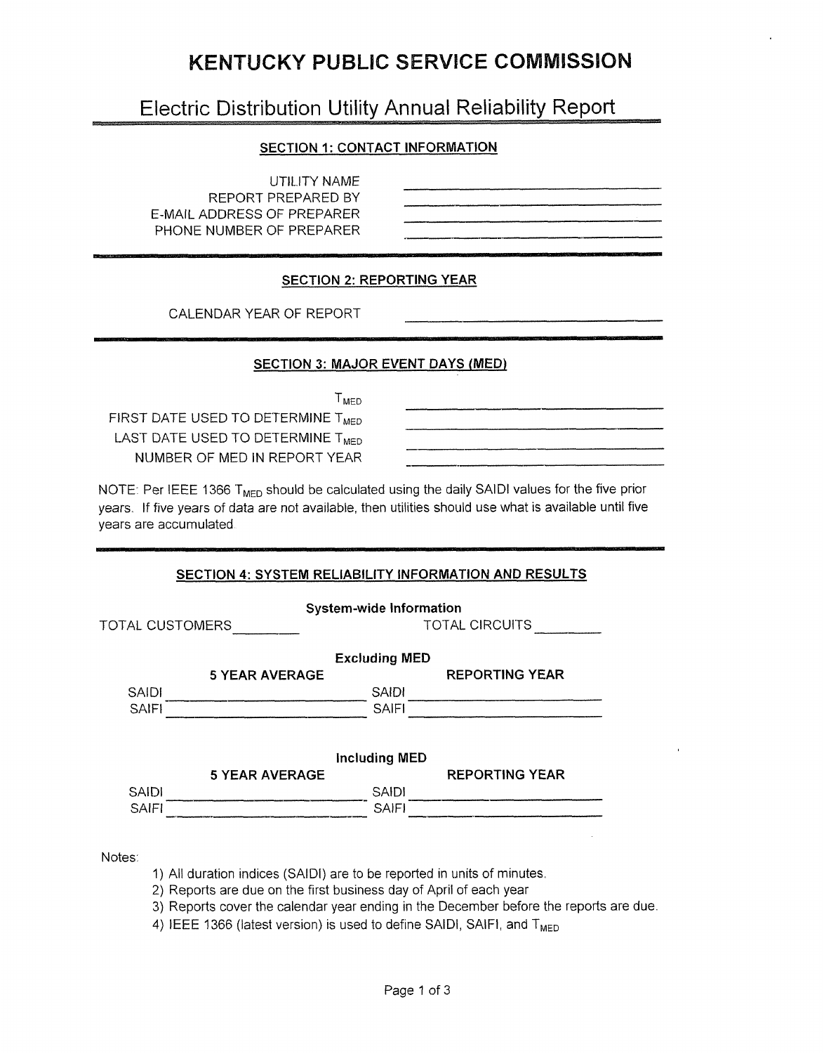# KENTUCKY PUBLIC SERVICE COMMISSION

## Electric Distribution Utility Annual Reliability Report

### SECTION 1: CONTACT INFORMATION

| | |
|---|---|
| UTILITY NAME | ______________ |
| REPORT PREPARED BY | ______________ |
| E-MAIL ADDRESS OF PREPARER | ______________ |
| PHONE NUMBER OF PREPARER | ______________ |

### SECTION 2: REPORTING YEAR

| | |
|---|---|
| CALENDAR YEAR OF REPORT | ______________ |

### SECTION 3: MAJOR EVENT DAYS (MED)

| | |
|---|---|
| $T_{MED}$ | ______________ |
| FIRST DATE USED TO DETERMINE $T_{MED}$ | ______________ |
| LAST DATE USED TO DETERMINE $T_{MED}$ | ______________ |
| NUMBER OF MED IN REPORT YEAR | ______________ |

NOTE: Per IEEE 1366 $T_{MED}$ should be calculated using the daily SAIDI values for the five prior years. If five years of data are not available, then utilities should use what is available until five years are accumulated.

### SECTION 4: SYSTEM RELIABILITY INFORMATION AND RESULTS

**System-wide Information**

TOTAL CUSTOMERS ________ TOTAL CIRCUITS ________

**Excluding MED**

| | 5 YEAR AVERAGE | | REPORTING YEAR |
|---|---|---|---|
| SAIDI | ______________ | SAIDI | ______________ |
| SAIFI | ______________ | SAIFI | ______________ |

**Including MED**

| | 5 YEAR AVERAGE | | REPORTING YEAR |
|---|---|---|---|
| SAIDI | ______________ | SAIDI | ______________ |
| SAIFI | ______________ | SAIFI | ______________ |

Notes:

1) All duration indices (SAIDI) are to be reported in units of minutes.
2) Reports are due on the first business day of April of each year
3) Reports cover the calendar year ending in the December before the reports are due.
4) IEEE 1366 (latest version) is used to define SAIDI, SAIFI, and $T_{MED}$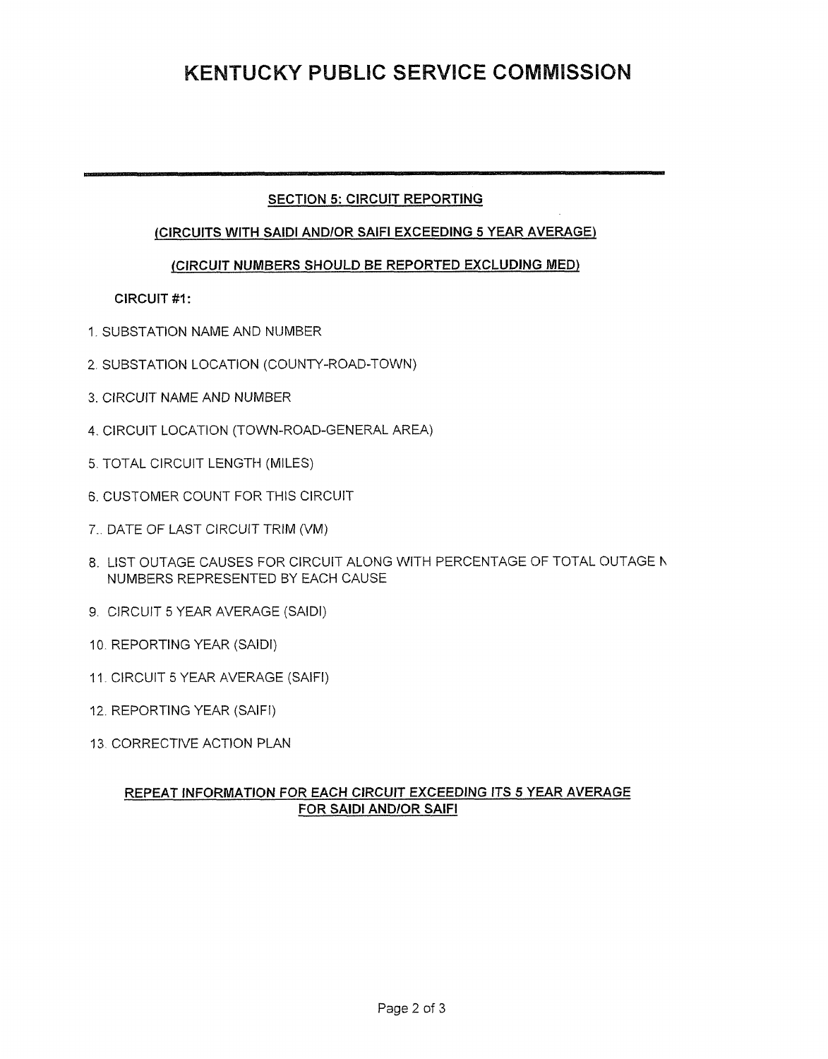# KENTUCKY PUBLIC SERVICE COMMISSION

---

**SECTION 5: CIRCUIT REPORTING**

**(CIRCUITS WITH SAIDI AND/OR SAIFI EXCEEDING 5 YEAR AVERAGE)**

**(CIRCUIT NUMBERS SHOULD BE REPORTED EXCLUDING MED)**

**CIRCUIT #1:**

1. SUBSTATION NAME AND NUMBER
2. SUBSTATION LOCATION (COUNTY-ROAD-TOWN)
3. CIRCUIT NAME AND NUMBER
4. CIRCUIT LOCATION (TOWN-ROAD-GENERAL AREA)
5. TOTAL CIRCUIT LENGTH (MILES)
6. CUSTOMER COUNT FOR THIS CIRCUIT
7. DATE OF LAST CIRCUIT TRIM (VM)
8. LIST OUTAGE CAUSES FOR CIRCUIT ALONG WITH PERCENTAGE OF TOTAL OUTAGE N NUMBERS REPRESENTED BY EACH CAUSE
9. CIRCUIT 5 YEAR AVERAGE (SAIDI)
10. REPORTING YEAR (SAIDI)
11. CIRCUIT 5 YEAR AVERAGE (SAIFI)
12. REPORTING YEAR (SAIFI)
13. CORRECTIVE ACTION PLAN

**REPEAT INFORMATION FOR EACH CIRCUIT EXCEEDING ITS 5 YEAR AVERAGE FOR SAIDI AND/OR SAIFI**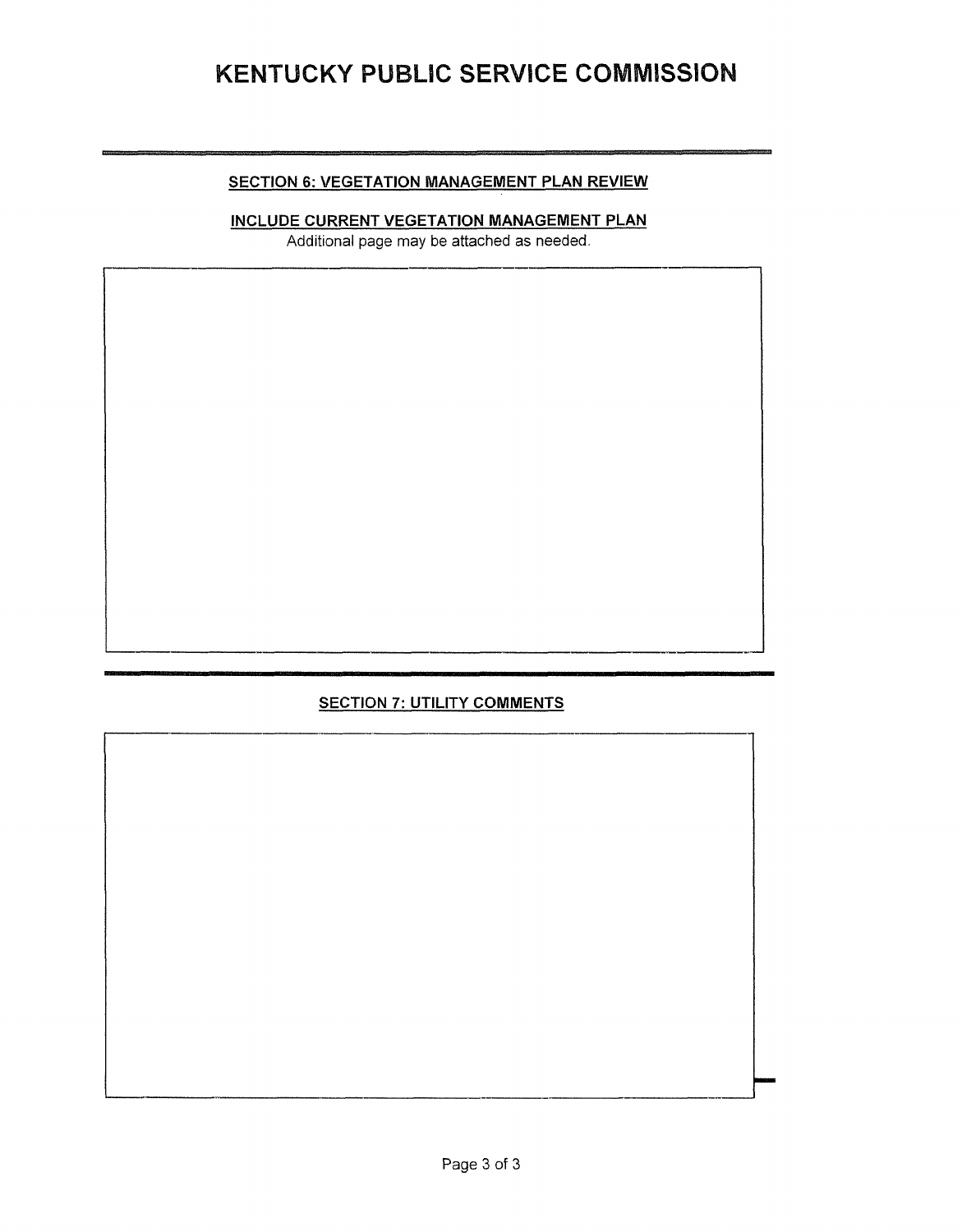# KENTUCKY PUBLIC SERVICE COMMISSION

## SECTION 6: VEGETATION MANAGEMENT PLAN REVIEW

**INCLUDE CURRENT VEGETATION MANAGEMENT PLAN**

Additional page may be attached as needed.

## SECTION 7: UTILITY COMMENTS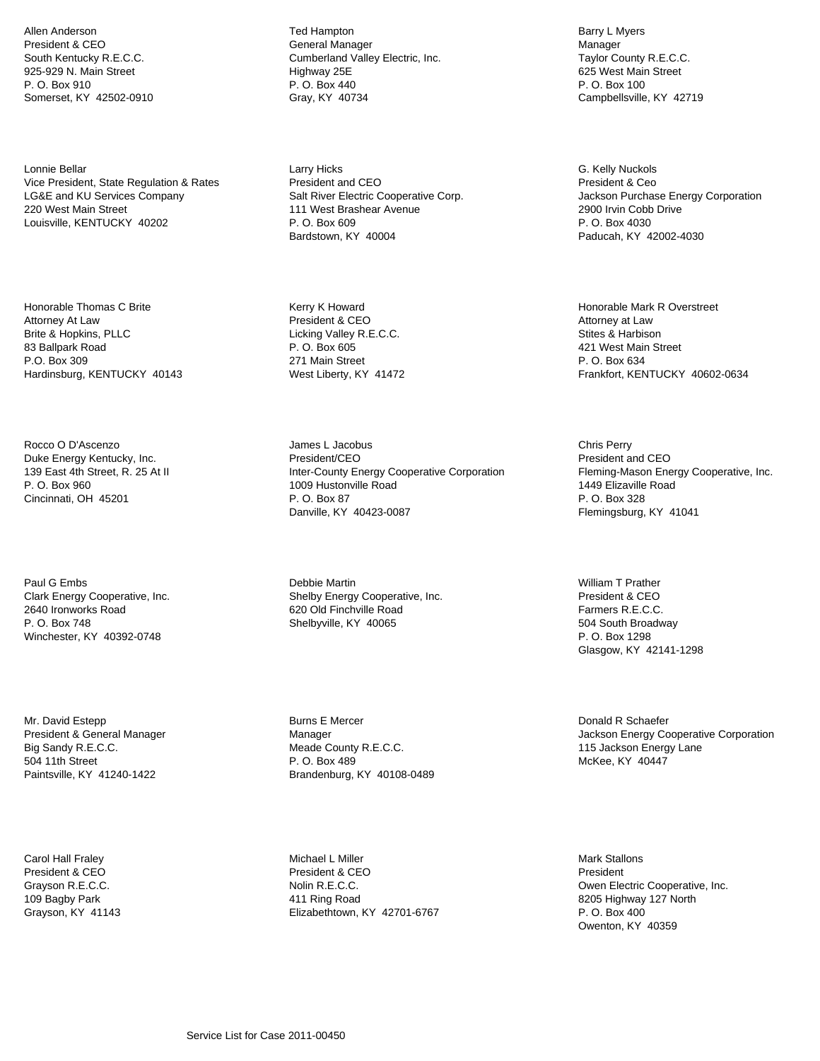Allen Anderson
President & CEO
South Kentucky R.E.C.C.
925-929 N. Main Street
P. O. Box 910
Somerset, KY 42502-0910

Ted Hampton
General Manager
Cumberland Valley Electric, Inc.
Highway 25E
P. O. Box 440
Gray, KY 40734

Barry L Myers
Manager
Taylor County R.E.C.C.
625 West Main Street
P. O. Box 100
Campbellsville, KY 42719

Lonnie Bellar
Vice President, State Regulation & Rates
LG&E and KU Services Company
220 West Main Street
Louisville, KENTUCKY 40202

Larry Hicks
President and CEO
Salt River Electric Cooperative Corp.
111 West Brashear Avenue
P. O. Box 609
Bardstown, KY 40004

G. Kelly Nuckols
President & Ceo
Jackson Purchase Energy Corporation
2900 Irvin Cobb Drive
P. O. Box 4030
Paducah, KY 42002-4030

Honorable Thomas C Brite
Attorney At Law
Brite & Hopkins, PLLC
83 Ballpark Road
P.O. Box 309
Hardinsburg, KENTUCKY 40143

Kerry K Howard
President & CEO
Licking Valley R.E.C.C.
P. O. Box 605
271 Main Street
West Liberty, KY 41472

Honorable Mark R Overstreet
Attorney at Law
Stites & Harbison
421 West Main Street
P. O. Box 634
Frankfort, KENTUCKY 40602-0634

Rocco O D'Ascenzo
Duke Energy Kentucky, Inc.
139 East 4th Street, R. 25 At II
P. O. Box 960
Cincinnati, OH 45201

James L Jacobus
President/CEO
Inter-County Energy Cooperative Corporation
1009 Hustonville Road
P. O. Box 87
Danville, KY 40423-0087

Chris Perry
President and CEO
Fleming-Mason Energy Cooperative, Inc.
1449 Elizaville Road
P. O. Box 328
Flemingsburg, KY 41041

Paul G Embs
Clark Energy Cooperative, Inc.
2640 Ironworks Road
P. O. Box 748
Winchester, KY 40392-0748

Debbie Martin
Shelby Energy Cooperative, Inc.
620 Old Finchville Road
Shelbyville, KY 40065

William T Prather
President & CEO
Farmers R.E.C.C.
504 South Broadway
P. O. Box 1298
Glasgow, KY 42141-1298

Mr. David Estepp
President & General Manager
Big Sandy R.E.C.C.
504 11th Street
Paintsville, KY 41240-1422

Burns E Mercer
Manager
Meade County R.E.C.C.
P. O. Box 489
Brandenburg, KY 40108-0489

Donald R Schaefer
Jackson Energy Cooperative Corporation
115 Jackson Energy Lane
McKee, KY 40447

Carol Hall Fraley
President & CEO
Grayson R.E.C.C.
109 Bagby Park
Grayson, KY 41143

Michael L Miller
President & CEO
Nolin R.E.C.C.
411 Ring Road
Elizabethtown, KY 42701-6767

Mark Stallons
President
Owen Electric Cooperative, Inc.
8205 Highway 127 North
P. O. Box 400
Owenton, KY 40359

Service List for Case 2011-00450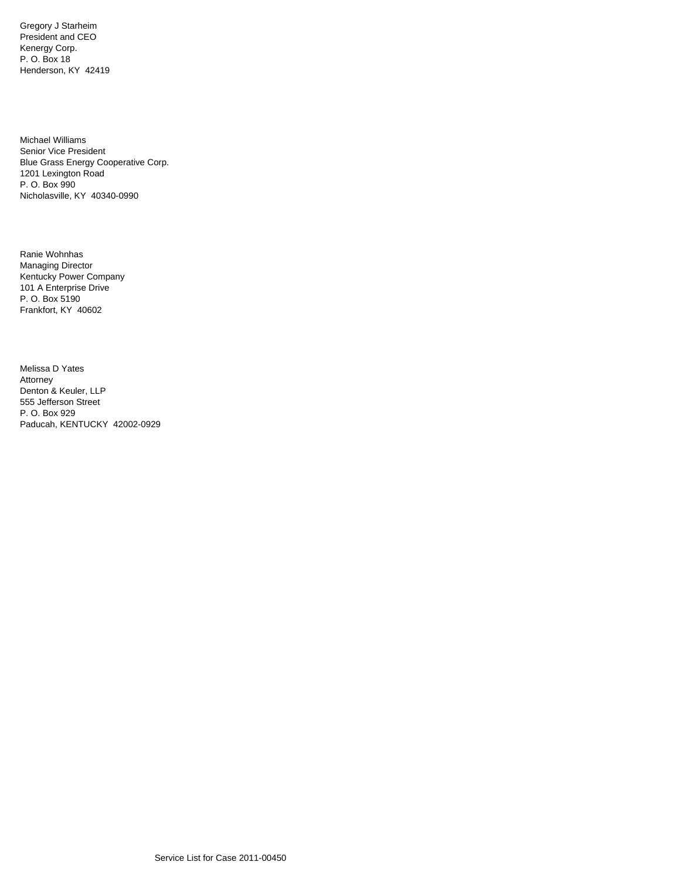Gregory J Starheim
President and CEO
Kenergy Corp.
P. O. Box 18
Henderson, KY 42419

Michael Williams
Senior Vice President
Blue Grass Energy Cooperative Corp.
1201 Lexington Road
P. O. Box 990
Nicholasville, KY 40340-0990

Ranie Wohnhas
Managing Director
Kentucky Power Company
101 A Enterprise Drive
P. O. Box 5190
Frankfort, KY 40602

Melissa D Yates
Attorney
Denton & Keuler, LLP
555 Jefferson Street
P. O. Box 929
Paducah, KENTUCKY 42002-0929